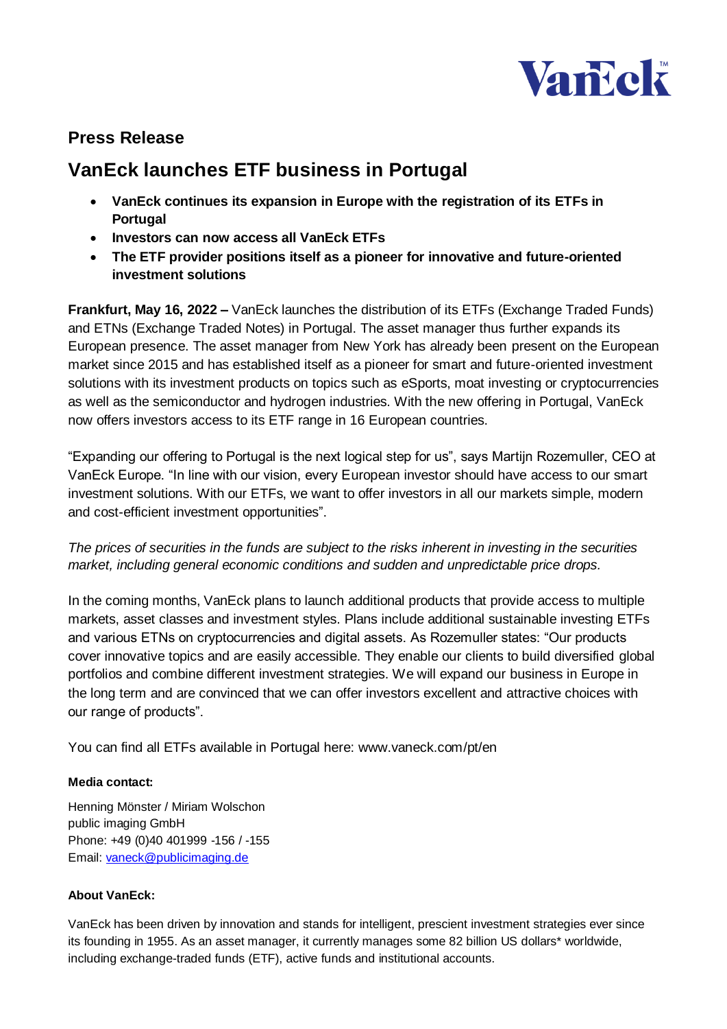VanEck

## Press Release

# VanEck launches ETF business in Portugal

- **VanEck continues its expansion in Europe with the registration of its ETFs in Portugal**
- **Investors can now access all VanEck ETFs**
- **The ETF provider positions itself as a pioneer for innovative and future-oriented investment solutions**

**Frankfurt, May 16, 2022 –** VanEck launches the distribution of its ETFs (Exchange Traded Funds) and ETNs (Exchange Traded Notes) in Portugal. The asset manager thus further expands its European presence. The asset manager from New York has already been present on the European market since 2015 and has established itself as a pioneer for smart and future-oriented investment solutions with its investment products on topics such as eSports, moat investing or cryptocurrencies as well as the semiconductor and hydrogen industries. With the new offering in Portugal, VanEck now offers investors access to its ETF range in 16 European countries.

“Expanding our offering to Portugal is the next logical step for us”, says Martijn Rozemuller, CEO at VanEck Europe. “In line with our vision, every European investor should have access to our smart investment solutions. With our ETFs, we want to offer investors in all our markets simple, modern and cost-efficient investment opportunities”.

*The prices of securities in the funds are subject to the risks inherent in investing in the securities market, including general economic conditions and sudden and unpredictable price drops.*

In the coming months, VanEck plans to launch additional products that provide access to multiple markets, asset classes and investment styles. Plans include additional sustainable investing ETFs and various ETNs on cryptocurrencies and digital assets. As Rozemuller states: “Our products cover innovative topics and are easily accessible. They enable our clients to build diversified global portfolios and combine different investment strategies. We will expand our business in Europe in the long term and are convinced that we can offer investors excellent and attractive choices with our range of products”.

You can find all ETFs available in Portugal here: www.vaneck.com/pt/en

**Media contact:**

Henning Mönster / Miriam Wolschon
public imaging GmbH
Phone: +49 (0)40 401999 -156 / -155
Email: vaneck@publicimaging.de

**About VanEck:**

VanEck has been driven by innovation and stands for intelligent, prescient investment strategies ever since its founding in 1955. As an asset manager, it currently manages some 82 billion US dollars* worldwide, including exchange-traded funds (ETF), active funds and institutional accounts.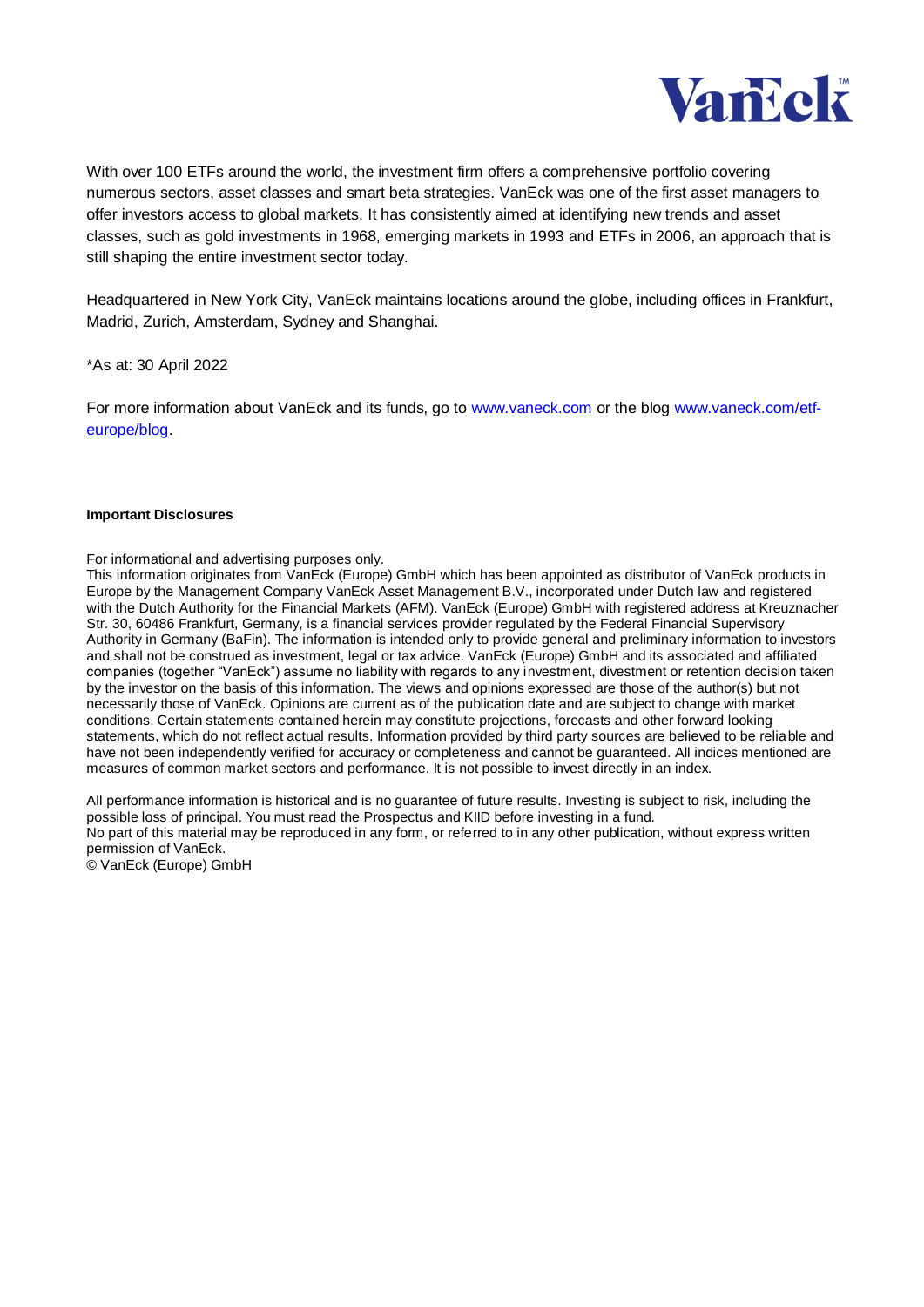With over 100 ETFs around the world, the investment firm offers a comprehensive portfolio covering numerous sectors, asset classes and smart beta strategies. VanEck was one of the first asset managers to offer investors access to global markets. It has consistently aimed at identifying new trends and asset classes, such as gold investments in 1968, emerging markets in 1993 and ETFs in 2006, an approach that is still shaping the entire investment sector today.

Headquartered in New York City, VanEck maintains locations around the globe, including offices in Frankfurt, Madrid, Zurich, Amsterdam, Sydney and Shanghai.

*As at: 30 April 2022

For more information about VanEck and its funds, go to [www.vaneck.com](http://www.vaneck.com) or the blog [www.vaneck.com/etf-europe/blog](http://www.vaneck.com/etf-europe/blog).

**Important Disclosures**

For informational and advertising purposes only.
This information originates from VanEck (Europe) GmbH which has been appointed as distributor of VanEck products in Europe by the Management Company VanEck Asset Management B.V., incorporated under Dutch law and registered with the Dutch Authority for the Financial Markets (AFM). VanEck (Europe) GmbH with registered address at Kreuznacher Str. 30, 60486 Frankfurt, Germany, is a financial services provider regulated by the Federal Financial Supervisory Authority in Germany (BaFin). The information is intended only to provide general and preliminary information to investors and shall not be construed as investment, legal or tax advice. VanEck (Europe) GmbH and its associated and affiliated companies (together "VanEck") assume no liability with regards to any investment, divestment or retention decision taken by the investor on the basis of this information. The views and opinions expressed are those of the author(s) but not necessarily those of VanEck. Opinions are current as of the publication date and are subject to change with market conditions. Certain statements contained herein may constitute projections, forecasts and other forward looking statements, which do not reflect actual results. Information provided by third party sources are believed to be reliable and have not been independently verified for accuracy or completeness and cannot be guaranteed. All indices mentioned are measures of common market sectors and performance. It is not possible to invest directly in an index.

All performance information is historical and is no guarantee of future results. Investing is subject to risk, including the possible loss of principal. You must read the Prospectus and KIID before investing in a fund.
No part of this material may be reproduced in any form, or referred to in any other publication, without express written permission of VanEck.
© VanEck (Europe) GmbH